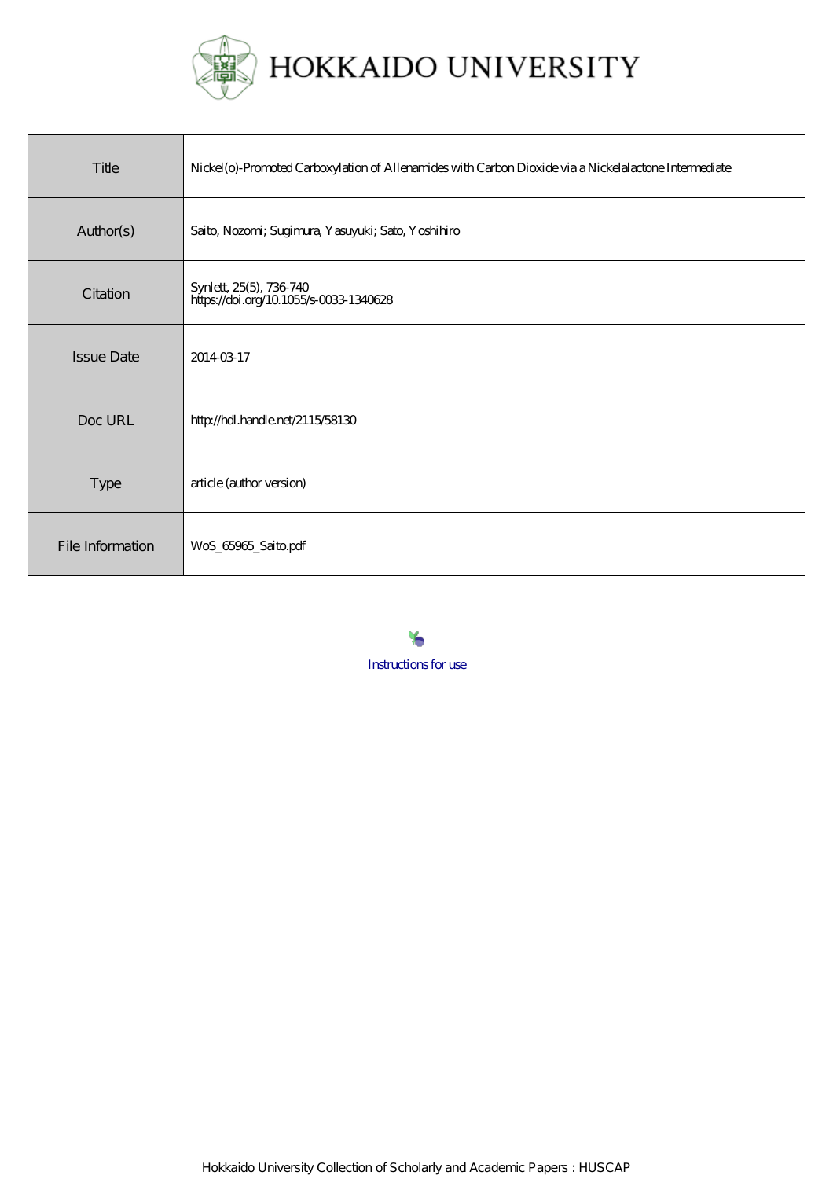# HOKKAIDO UNIVERSITY

| | |
|---|---|
| Title | Nickel(o)-Promoted Carboxylation of Allenamides with Carbon Dioxide via a Nickelalactone Intermediate |
| Author(s) | Saito, Nozomi; Sugimura, Yasuyuki; Sato, Yoshihiro |
| Citation | Synlett, 25(5), 736-740<br>https://doi.org/10.1055/s-0033-1340628 |
| Issue Date | 2014-03-17 |
| Doc URL | http://hdl.handle.net/2115/58130 |
| Type | article (author version) |
| File Information | WoS_65965_Saito.pdf |

Instructions for use

Hokkaido University Collection of Scholarly and Academic Papers : HUSCAP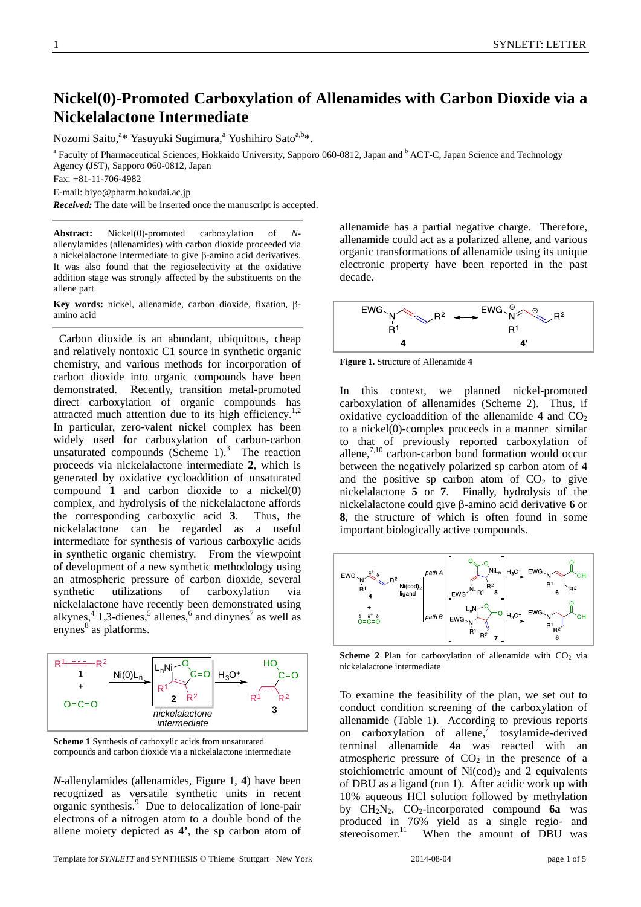# Nickel(0)-Promoted Carboxylation of Allenamides with Carbon Dioxide via a Nickelalactone Intermediate

Nozomi Saito,[a]* Yasuyuki Sugimura,[a] Yoshihiro Sato[a,b]*.

[a] Faculty of Pharmaceutical Sciences, Hokkaido University, Sapporo 060-0812, Japan and [b] ACT-C, Japan Science and Technology Agency (JST), Sapporo 060-0812, Japan

Fax: +81-11-706-4982

E-mail: biyo@pharm.hokudai.ac.jp

***Received:*** The date will be inserted once the manuscript is accepted.

**Abstract:** Nickel(0)-promoted carboxylation of *N*-allenylamides (allenamides) with carbon dioxide proceeded via a nickelalactone intermediate to give β-amino acid derivatives. It was also found that the regioselectivity at the oxidative addition stage was strongly affected by the substituents on the allene part.

**Key words:** nickel, allenamide, carbon dioxide, fixation, β-amino acid

Carbon dioxide is an abundant, ubiquitous, cheap and relatively nontoxic C1 source in synthetic organic chemistry, and various methods for incorporation of carbon dioxide into organic compounds have been demonstrated. Recently, transition metal-promoted direct carboxylation of organic compounds has attracted much attention due to its high efficiency.[1,2] In particular, zero-valent nickel complex has been widely used for carboxylation of carbon-carbon unsaturated compounds (Scheme 1).[3] The reaction proceeds via nickelalactone intermediate **2**, which is generated by oxidative cycloaddition of unsaturated compound **1** and carbon dioxide to a nickel(0) complex, and hydrolysis of the nickelalactone affords the corresponding carboxylic acid **3**. Thus, the nickelalactone can be regarded as a useful intermediate for synthesis of various carboxylic acids in synthetic organic chemistry. From the viewpoint of development of a new synthetic methodology using an atmospheric pressure of carbon dioxide, several synthetic utilizations of carboxylation via nickelalactone have recently been demonstrated using alkynes,[4] 1,3-dienes,[5] allenes,[6] and dinynes[7] as well as enynes[8] as platforms.

**Scheme 1** Synthesis of carboxylic acids from unsaturated compounds and carbon dioxide via a nickelalactone intermediate

*N*-allenylamides (allenamides, Figure 1, **4**) have been recognized as versatile synthetic units in recent organic synthesis.[9] Due to delocalization of lone-pair electrons of a nitrogen atom to a double bond of the allene moiety depicted as **4'**, the sp carbon atom of allenamide has a partial negative charge. Therefore, allenamide could act as a polarized allene, and various organic transformations of allenamide using its unique electronic property have been reported in the past decade.

**Figure 1.** Structure of Allenamide **4**

In this context, we planned nickel-promoted carboxylation of allenamides (Scheme 2). Thus, if oxidative cycloaddition of the allenamide **4** and $CO_2$ to a nickel(0)-complex proceeds in a manner similar to that of previously reported carboxylation of allene,[7,10] carbon-carbon bond formation would occur between the negatively polarized sp carbon atom of **4** and the positive sp carbon atom of $CO_2$ to give nickelalactone **5** or **7**. Finally, hydrolysis of the nickelalactone could give β-amino acid derivative **6** or **8**, the structure of which is often found in some important biologically active compounds.

**Scheme 2** Plan for carboxylation of allenamide with $CO_2$ via nickelalactone intermediate

To examine the feasibility of the plan, we set out to conduct condition screening of the carboxylation of allenamide (Table 1). According to previous reports on carboxylation of allene,[7] tosylamide-derived terminal allenamide **4a** was reacted with an atmospheric pressure of $CO_2$ in the presence of a stoichiometric amount of $Ni(cod)_2$ and 2 equivalents of DBU as a ligand (run 1). After acidic work up with 10% aqueous HCl solution followed by methylation by $CH_2N_2$, $CO_2$-incorporated compound **6a** was produced in 76% yield as a single regio- and stereoisomer.[11] When the amount of DBU was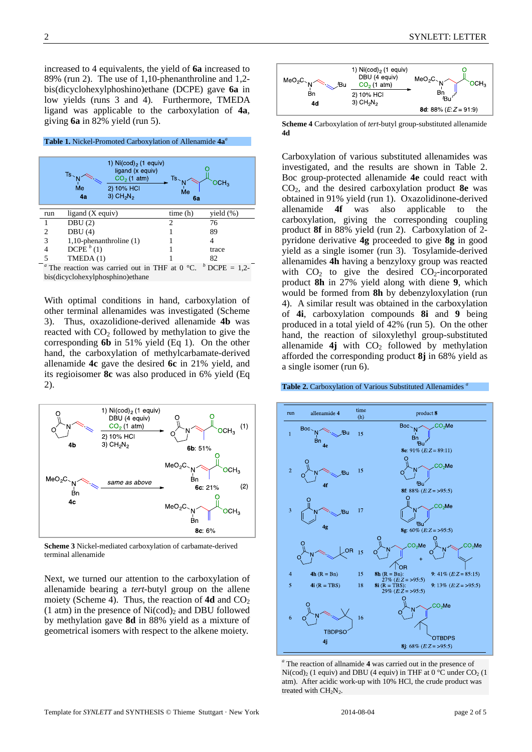increased to 4 equivalents, the yield of **6a** increased to 89% (run 2). The use of 1,10-phenanthroline and 1,2-bis(dicyclohexylphoshino)ethane (DCPE) gave **6a** in low yields (runs 3 and 4). Furthermore, TMEDA ligand was applicable to the carboxylation of **4a**, giving **6a** in 82% yield (run 5).

**Table 1.** Nickel-Promoted Carboxylation of Allenamide **4a**[a]

| run | ligand (X equiv) | time (h) | yield (%) |
|---|---|---|---|
| 1 | DBU (2) | 2 | 76 |
| 2 | DBU (4) | 1 | 89 |
| 3 | 1,10-phenanthroline (1) | 1 | 4 |
| 4 | DCPE [b] (1) | 1 | trace |
| 5 | TMEDA (1) | 1 | 82 |

[a] The reaction was carried out in THF at 0 °C. [b] DCPE = 1,2-bis(dicyclohexylphosphino)ethane

With optimal conditions in hand, carboxylation of other terminal allenamides was investigated (Scheme 3). Thus, oxazolidinone-derived allenamide **4b** was reacted with $CO_2$ followed by methylation to give the corresponding **6b** in 51% yield (Eq 1). On the other hand, the carboxylation of methylcarbamate-derived allenamide **4c** gave the desired **6c** in 21% yield, and its regioisomer **8c** was also produced in 6% yield (Eq 2).

**Scheme 3** Nickel-mediated carboxylation of carbamate-derived terminal allenamide

Next, we turned our attention to the carboxylation of allenamide bearing a *tert*-butyl group on the allene moiety (Scheme 4). Thus, the reaction of **4d** and $CO_2$ (1 atm) in the presence of $Ni(cod)_2$ and DBU followed by methylation gave **8d** in 88% yield as a mixture of geometrical isomers with respect to the alkene moiety.

**Scheme 4** Carboxylation of *tert*-butyl group-substituted allenamide **4d**

Carboxylation of various substituted allenamides was investigated, and the results are shown in Table 2. Boc group-protected allenamide **4e** could react with $CO_2$, and the desired carboxylation product **8e** was obtained in 91% yield (run 1). Oxazolidinone-derived allenamide **4f** was also applicable to the carboxylation, giving the corresponding coupling product **8f** in 88% yield (run 2). Carboxylation of 2-pyridone derivative **4g** proceeded to give **8g** in good yield as a single isomer (run 3). Tosylamide-derived allenamides **4h** having a benzyloxy group was reacted with $CO_2$ to give desired $CO_2$-incorporated product **8h** in 27% yield along with diene **9**, which would be formed from **8h** by debenzyloxylation (run 4). A similar result was obtained in the carboxylation of **4i**, carboxylation compounds **8i** and **9** being produced in a total yield of 42% (run 5). On the other hand, the reaction of siloxylethyl group-substituted allenamide **4j** with $CO_2$ followed by methylation afforded the corresponding product **8j** in 68% yield as a single isomer (run 6).

**Table 2.** Carboxylation of Various Substituted Allenamides [a]

| run | allenamide 4 | time (h) | product 8 |
|---|---|---|---|
| 1 | 4e | 15 | 8e: 91% (E:Z = 89:11) |
| 2 | 4f | 15 | 8f: 88% (E:Z = >95:5) |
| 3 | 4g | 17 | 8g: 60% (E:Z = >95:5) |
| 4 | 4h (R = Bn) | 15 | 8h (R = Bn): 27% (E:Z = >95:5); 9: 41% (E:Z = 85:15) |
| 5 | 4i (R = TBS) | 18 | 8i (R = TBS): 29% (E:Z = >95:5); 9: 13% (E:Z = >95:5) |
| 6 | 4j | 16 | 8j: 68% (E:Z = >95:5) |

[a] The reaction of allnamide **4** was carried out in the presence of $Ni(cod)_2$ (1 equiv) and DBU (4 equiv) in THF at 0 °C under $CO_2$ (1 atm). After acidic work-up with 10% HCl, the crude product was treated with $CH_2N_2$.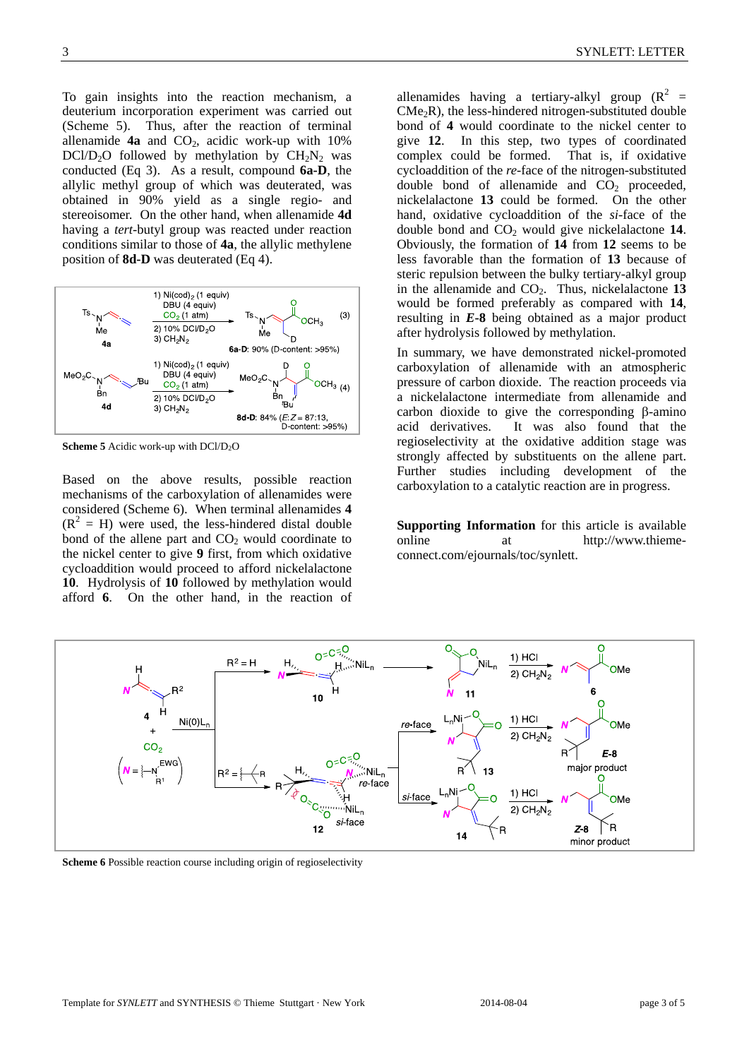To gain insights into the reaction mechanism, a deuterium incorporation experiment was carried out (Scheme 5). Thus, after the reaction of terminal allenamide **4a** and $CO_2$, acidic work-up with 10% $DCl/D_2O$ followed by methylation by $CH_2N_2$ was conducted (Eq 3). As a result, compound **6a-D**, the allylic methyl group of which was deuterated, was obtained in 90% yield as a single regio- and stereoisomer. On the other hand, when allenamide **4d** having a *tert*-butyl group was reacted under reaction conditions similar to those of **4a**, the allylic methylene position of **8d-D** was deuterated (Eq 4).

**Scheme 5** Acidic work-up with $DCl/D_2O$

Based on the above results, possible reaction mechanisms of the carboxylation of allenamides were considered (Scheme 6). When terminal allenamides **4** ($R^2$ = H) were used, the less-hindered distal double bond of the allene part and $CO_2$ would coordinate to the nickel center to give **9** first, from which oxidative cycloaddition would proceed to afford nickelalactone **10**. Hydrolysis of **10** followed by methylation would afford **6**. On the other hand, in the reaction of allenamides having a tertiary-alkyl group ($R^2$ = $CMe_2R$), the less-hindered nitrogen-substituted double bond of **4** would coordinate to the nickel center to give **12**. In this step, two types of coordinated complex could be formed. That is, if oxidative cycloaddition of the *re*-face of the nitrogen-substituted double bond of allenamide and $CO_2$ proceeded, nickelalactone **13** could be formed. On the other hand, oxidative cycloaddition of the *si*-face of the double bond and $CO_2$ would give nickelalactone **14**. Obviously, the formation of **14** from **12** seems to be less favorable than the formation of **13** because of steric repulsion between the bulky tertiary-alkyl group in the allenamide and $CO_2$. Thus, nickelalactone **13** would be formed preferably as compared with **14**, resulting in ***E*-8** being obtained as a major product after hydrolysis followed by methylation.

In summary, we have demonstrated nickel-promoted carboxylation of allenamide with an atmospheric pressure of carbon dioxide. The reaction proceeds via a nickelalactone intermediate from allenamide and carbon dioxide to give the corresponding β-amino acid derivatives. It was also found that the regioselectivity at the oxidative addition stage was strongly affected by substituents on the allene part. Further studies including development of the carboxylation to a catalytic reaction are in progress.

**Supporting Information** for this article is available online at http://www.thieme-connect.com/ejournals/toc/synlett.

**Scheme 6** Possible reaction course including origin of regioselectivity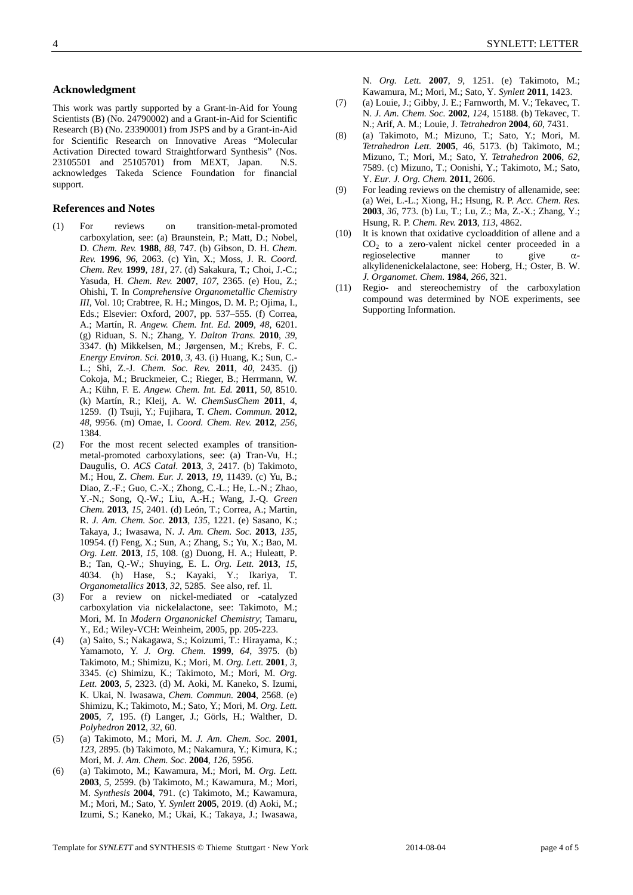## Acknowledgment

This work was partly supported by a Grant-in-Aid for Young Scientists (B) (No. 24790002) and a Grant-in-Aid for Scientific Research (B) (No. 23390001) from JSPS and by a Grant-in-Aid for Scientific Research on Innovative Areas "Molecular Activation Directed toward Straightforward Synthesis" (Nos. 23105501 and 25105701) from MEXT, Japan. N.S. acknowledges Takeda Science Foundation for financial support.

## References and Notes

(1) For reviews on transition-metal-promoted carboxylation, see: (a) Braunstein, P.; Matt, D.; Nobel, D. *Chem. Rev.* **1988**, *88*, 747. (b) Gibson, D. H. *Chem. Rev.* **1996**, *96*, 2063. (c) Yin, X.; Moss, J. R. *Coord. Chem. Rev.* **1999**, *181*, 27. (d) Sakakura, T.; Choi, J.-C.; Yasuda, H. *Chem. Rev.* **2007**, *107*, 2365. (e) Hou, Z.; Ohishi, T. In *Comprehensive Organometallic Chemistry III*, Vol. 10; Crabtree, R. H.; Mingos, D. M. P.; Ojima, I., Eds.; Elsevier: Oxford, 2007, pp. 537–555. (f) Correa, A.; Martín, R. *Angew. Chem. Int. Ed.* **2009**, *48*, 6201. (g) Riduan, S. N.; Zhang, Y. *Dalton Trans.* **2010**, *39*, 3347. (h) Mikkelsen, M.; Jørgensen, M.; Krebs, F. C. *Energy Environ. Sci.* **2010**, *3*, 43. (i) Huang, K.; Sun, C.-L.; Shi, Z.-J. *Chem. Soc. Rev.* **2011**, *40*, 2435. (j) Cokoja, M.; Bruckmeier, C.; Rieger, B.; Herrmann, W. A.; Kühn, F. E. *Angew. Chem. Int. Ed.* **2011**, *50*, 8510. (k) Martín, R.; Kleij, A. W. *ChemSusChem* **2011**, *4*, 1259. (l) Tsuji, Y.; Fujihara, T. *Chem. Commun.* **2012**, *48*, 9956. (m) Omae, I. *Coord. Chem. Rev.* **2012**, *256*, 1384.

(2) For the most recent selected examples of transition-metal-promoted carboxylations, see: (a) Tran-Vu, H.; Daugulis, O. *ACS Catal.* **2013**, *3*, 2417. (b) Takimoto, M.; Hou, Z. *Chem. Eur. J.* **2013**, *19*, 11439. (c) Yu, B.; Diao, Z.-F.; Guo, C.-X.; Zhong, C.-L.; He, L.-N.; Zhao, Y.-N.; Song, Q.-W.; Liu, A.-H.; Wang, J.-Q. *Green Chem.* **2013**, *15*, 2401. (d) León, T.; Correa, A.; Martin, R. *J. Am. Chem. Soc.* **2013**, *135*, 1221. (e) Sasano, K.; Takaya, J.; Iwasawa, N. *J. Am. Chem. Soc.* **2013**, *135*, 10954. (f) Feng, X.; Sun, A.; Zhang, S.; Yu, X.; Bao, M. *Org. Lett.* **2013**, *15*, 108. (g) Duong, H. A.; Huleatt, P. B.; Tan, Q.-W.; Shuying, E. L. *Org. Lett.* **2013**, *15*, 4034. (h) Hase, S.; Kayaki, Y.; Ikariya, T. *Organometallics* **2013**, *32*, 5285. See also, ref. 1l.

(3) For a review on nickel-mediated or -catalyzed carboxylation via nickelalactone, see: Takimoto, M.; Mori, M. In *Modern Organonickel Chemistry*; Tamaru, Y., Ed.; Wiley-VCH: Weinheim, 2005, pp. 205-223.

(4) (a) Saito, S.; Nakagawa, S.; Koizumi, T.: Hirayama, K.; Yamamoto, Y. *J. Org. Chem.* **1999**, *64*, 3975. (b) Takimoto, M.; Shimizu, K.; Mori, M. *Org. Lett.* **2001**, *3*, 3345. (c) Shimizu, K.; Takimoto, M.; Mori, M. *Org. Lett.* **2003**, *5*, 2323. (d) M. Aoki, M. Kaneko, S. Izumi, K. Ukai, N. Iwasawa, *Chem. Commun.* **2004**, 2568. (e) Shimizu, K.; Takimoto, M.; Sato, Y.; Mori, M. *Org. Lett.* **2005**, *7*, 195. (f) Langer, J.; Görls, H.; Walther, D. *Polyhedron* **2012**, *32*, 60.

(5) (a) Takimoto, M.; Mori, M. *J. Am. Chem. Soc.* **2001**, *123*, 2895. (b) Takimoto, M.; Nakamura, Y.; Kimura, K.; Mori, M. *J. Am. Chem. Soc*. **2004**, *126*, 5956.

(6) (a) Takimoto, M.; Kawamura, M.; Mori, M. *Org. Lett.* **2003**, *5*, 2599. (b) Takimoto, M.; Kawamura, M.; Mori, M. *Synthesis* **2004**, 791. (c) Takimoto, M.; Kawamura, M.; Mori, M.; Sato, Y. *Synlett* **2005**, 2019. (d) Aoki, M.; Izumi, S.; Kaneko, M.; Ukai, K.; Takaya, J.; Iwasawa, N. *Org. Lett.* **2007**, *9*, 1251. (e) Takimoto, M.; Kawamura, M.; Mori, M.; Sato, Y. *Synlett* **2011**, 1423.

(7) (a) Louie, J.; Gibby, J. E.; Farnworth, M. V.; Tekavec, T. N. *J. Am. Chem. Soc.* **2002**, *124*, 15188. (b) Tekavec, T. N.; Arif, A. M.; Louie, J. *Tetrahedron* **2004**, *60*, 7431.

(8) (a) Takimoto, M.; Mizuno, T.; Sato, Y.; Mori, M. *Tetrahedron Lett.* **2005**, 46, 5173. (b) Takimoto, M.; Mizuno, T.; Mori, M.; Sato, Y. *Tetrahedron* **2006**, *62*, 7589. (c) Mizuno, T.; Oonishi, Y.; Takimoto, M.; Sato, Y. *Eur. J. Org. Chem.* **2011**, 2606.

(9) For leading reviews on the chemistry of allenamide, see: (a) Wei, L.-L.; Xiong, H.; Hsung, R. P. *Acc. Chem. Res.* **2003**, *36*, 773. (b) Lu, T.; Lu, Z.; Ma, Z.-X.; Zhang, Y.; Hsung, R. P. *Chem. Rev.* **2013**, *113*, 4862.

(10) It is known that oxidative cycloaddition of allene and a $CO_2$ to a zero-valent nickel center proceeded in a regioselective manner to give α-alkylidenenickelalactone, see: Hoberg, H.; Oster, B. W. *J. Organomet. Chem.* **1984**, *266*, 321.

(11) Regio- and stereochemistry of the carboxylation compound was determined by NOE experiments, see Supporting Information.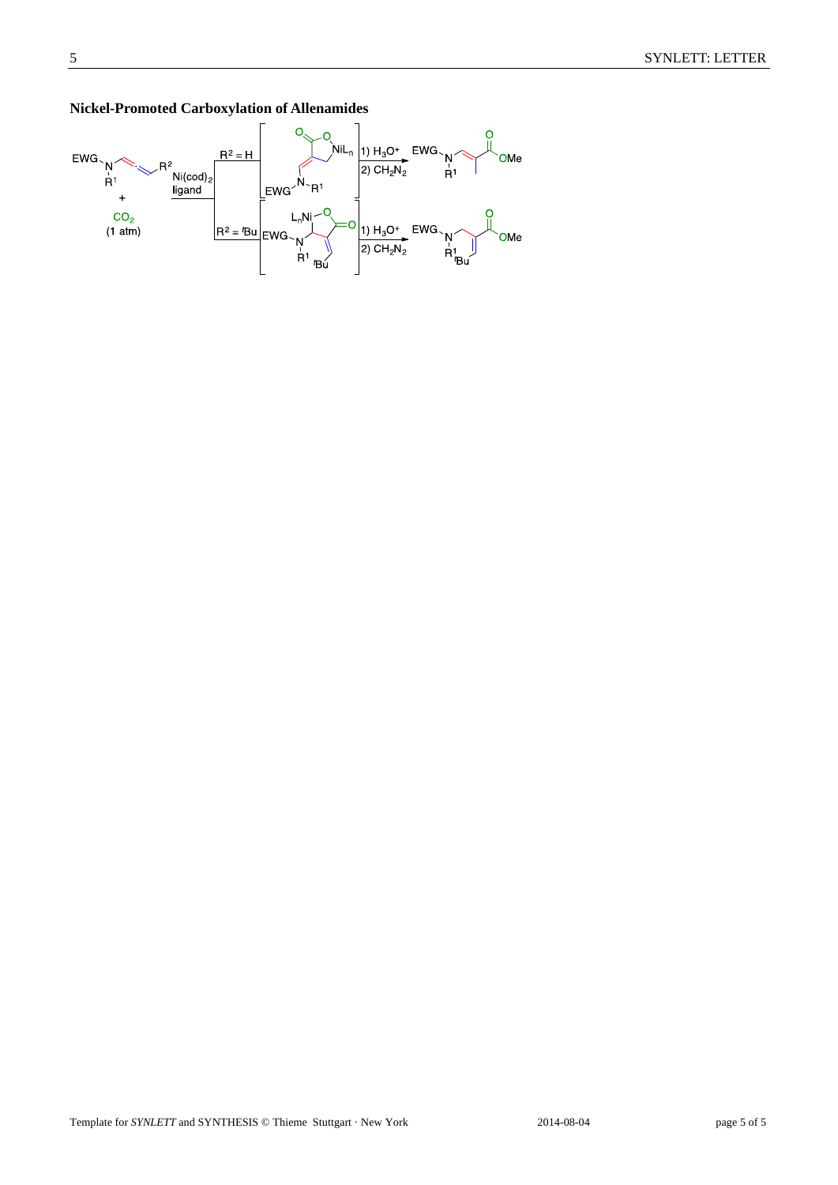**Nickel-Promoted Carboxylation of Allenamides**

EWG N $R^1$ $R^2$

+

$CO_2$
(1 atm)

$Ni(cod)_2$
ligand

$R^2$ = H

NiL$_n$

EWG N $R^1$

1) $H_3O^+$
2) $CH_2N_2$

EWG N $R^1$ OMe

$R^2$ = $^t$Bu

L$_n$Ni

EWG N $R^1$ $^t$Bu

1) $H_3O^+$
2) $CH_2N_2$

EWG N $R^1$ $^t$Bu OMe